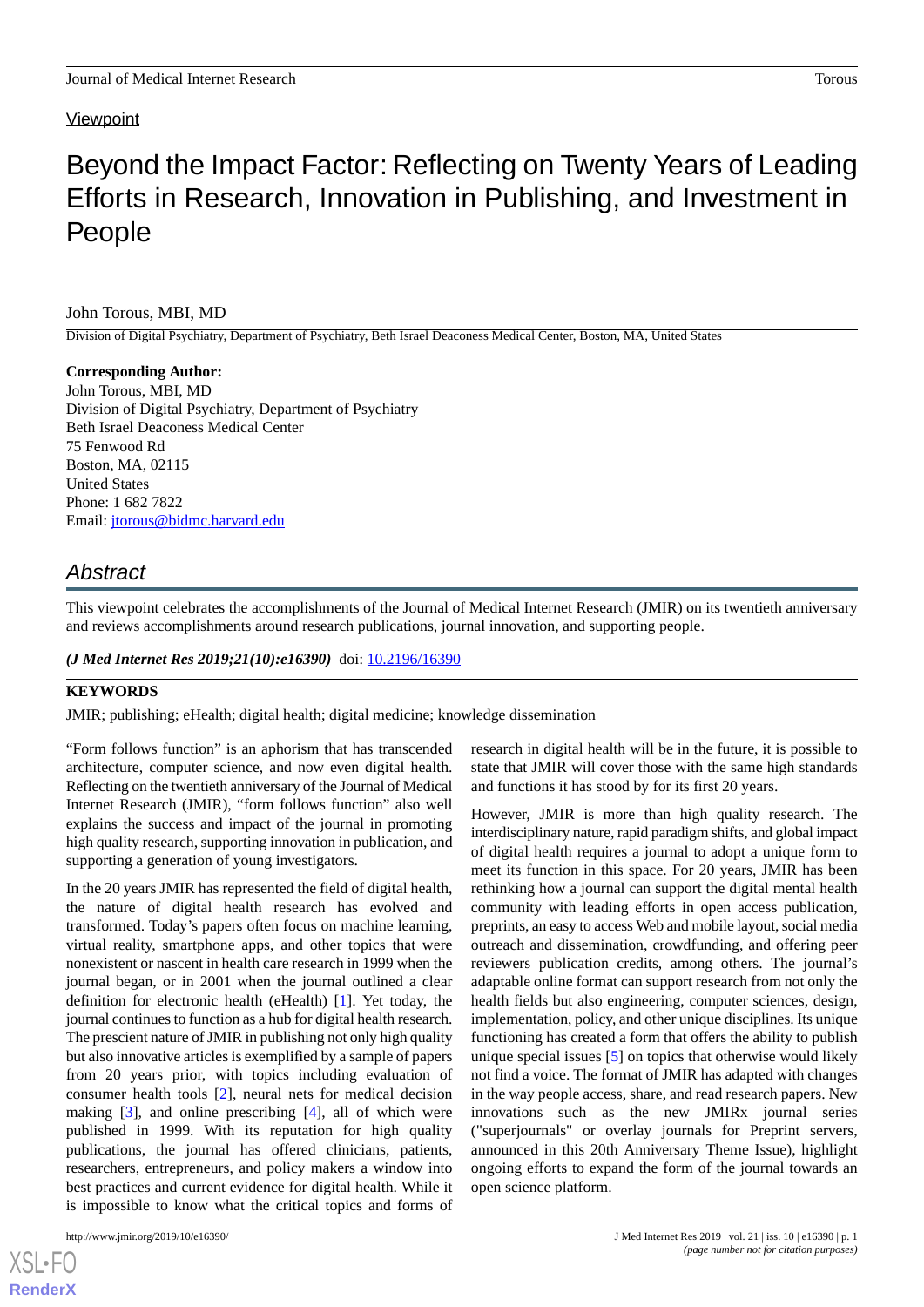Viewpoint

# Beyond the Impact Factor: Reflecting on Twenty Years of Leading Efforts in Research, Innovation in Publishing, and Investment in People

John Torous, MBI, MD

Division of Digital Psychiatry, Department of Psychiatry, Beth Israel Deaconess Medical Center, Boston, MA, United States

**Corresponding Author:**
John Torous, MBI, MD
Division of Digital Psychiatry, Department of Psychiatry
Beth Israel Deaconess Medical Center
75 Fenwood Rd
Boston, MA, 02115
United States
Phone: 1 682 7822
Email: jtorous@bidmc.harvard.edu

## Abstract

This viewpoint celebrates the accomplishments of the Journal of Medical Internet Research (JMIR) on its twentieth anniversary and reviews accomplishments around research publications, journal innovation, and supporting people.

***(J Med Internet Res 2019;21(10):e16390)*** doi: 10.2196/16390

**KEYWORDS**

JMIR; publishing; eHealth; digital health; digital medicine; knowledge dissemination

"Form follows function" is an aphorism that has transcended architecture, computer science, and now even digital health. Reflecting on the twentieth anniversary of the Journal of Medical Internet Research (JMIR), "form follows function" also well explains the success and impact of the journal in promoting high quality research, supporting innovation in publication, and supporting a generation of young investigators.

In the 20 years JMIR has represented the field of digital health, the nature of digital health research has evolved and transformed. Today's papers often focus on machine learning, virtual reality, smartphone apps, and other topics that were nonexistent or nascent in health care research in 1999 when the journal began, or in 2001 when the journal outlined a clear definition for electronic health (eHealth) [1]. Yet today, the journal continues to function as a hub for digital health research. The prescient nature of JMIR in publishing not only high quality but also innovative articles is exemplified by a sample of papers from 20 years prior, with topics including evaluation of consumer health tools [2], neural nets for medical decision making [3], and online prescribing [4], all of which were published in 1999. With its reputation for high quality publications, the journal has offered clinicians, patients, researchers, entrepreneurs, and policy makers a window into best practices and current evidence for digital health. While it is impossible to know what the critical topics and forms of research in digital health will be in the future, it is possible to state that JMIR will cover those with the same high standards and functions it has stood by for its first 20 years.

However, JMIR is more than high quality research. The interdisciplinary nature, rapid paradigm shifts, and global impact of digital health requires a journal to adopt a unique form to meet its function in this space. For 20 years, JMIR has been rethinking how a journal can support the digital mental health community with leading efforts in open access publication, preprints, an easy to access Web and mobile layout, social media outreach and dissemination, crowdfunding, and offering peer reviewers publication credits, among others. The journal's adaptable online format can support research from not only the health fields but also engineering, computer sciences, design, implementation, policy, and other unique disciplines. Its unique functioning has created a form that offers the ability to publish unique special issues [5] on topics that otherwise would likely not find a voice. The format of JMIR has adapted with changes in the way people access, share, and read research papers. New innovations such as the new JMIRx journal series ("superjournals" or overlay journals for Preprint servers, announced in this 20th Anniversary Theme Issue), highlight ongoing efforts to expand the form of the journal towards an open science platform.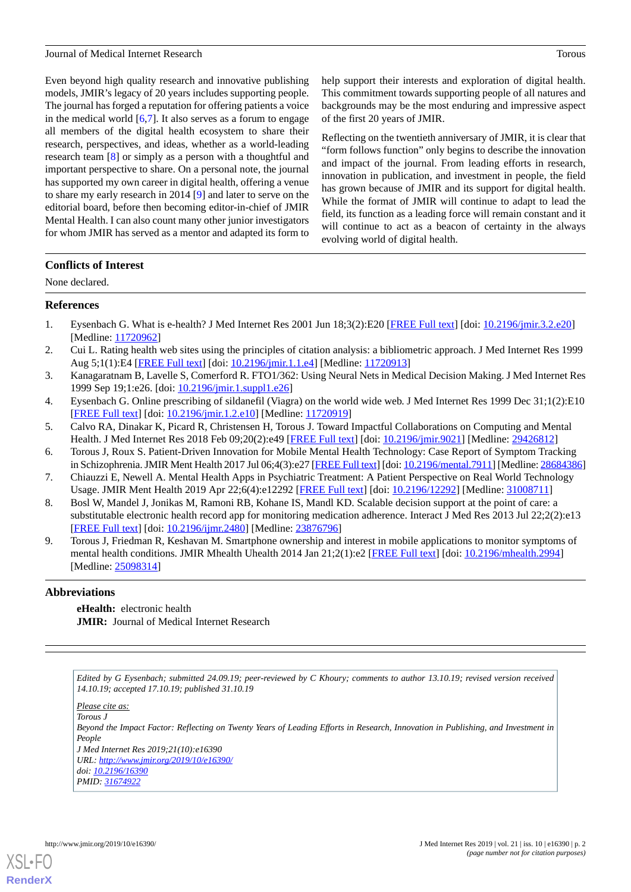Even beyond high quality research and innovative publishing models, JMIR's legacy of 20 years includes supporting people. The journal has forged a reputation for offering patients a voice in the medical world [6,7]. It also serves as a forum to engage all members of the digital health ecosystem to share their research, perspectives, and ideas, whether as a world-leading research team [8] or simply as a person with a thoughtful and important perspective to share. On a personal note, the journal has supported my own career in digital health, offering a venue to share my early research in 2014 [9] and later to serve on the editorial board, before then becoming editor-in-chief of JMIR Mental Health. I can also count many other junior investigators for whom JMIR has served as a mentor and adapted its form to help support their interests and exploration of digital health. This commitment towards supporting people of all natures and backgrounds may be the most enduring and impressive aspect of the first 20 years of JMIR.

Reflecting on the twentieth anniversary of JMIR, it is clear that "form follows function" only begins to describe the innovation and impact of the journal. From leading efforts in research, innovation in publication, and investment in people, the field has grown because of JMIR and its support for digital health. While the format of JMIR will continue to adapt to lead the field, its function as a leading force will remain constant and it will continue to act as a beacon of certainty in the always evolving world of digital health.

## Conflicts of Interest

None declared.

## References

1. Eysenbach G. What is e-health? J Med Internet Res 2001 Jun 18;3(2):E20 [FREE Full text] [doi: 10.2196/jmir.3.2.e20] [Medline: 11720962]
2. Cui L. Rating health web sites using the principles of citation analysis: a bibliometric approach. J Med Internet Res 1999 Aug 5;1(1):E4 [FREE Full text] [doi: 10.2196/jmir.1.1.e4] [Medline: 11720913]
3. Kanagaratnam B, Lavelle S, Comerford R. FTO1/362: Using Neural Nets in Medical Decision Making. J Med Internet Res 1999 Sep 19;1:e26. [doi: 10.2196/jmir.1.suppl1.e26]
4. Eysenbach G. Online prescribing of sildanefil (Viagra) on the world wide web. J Med Internet Res 1999 Dec 31;1(2):E10 [FREE Full text] [doi: 10.2196/jmir.1.2.e10] [Medline: 11720919]
5. Calvo RA, Dinakar K, Picard R, Christensen H, Torous J. Toward Impactful Collaborations on Computing and Mental Health. J Med Internet Res 2018 Feb 09;20(2):e49 [FREE Full text] [doi: 10.2196/jmir.9021] [Medline: 29426812]
6. Torous J, Roux S. Patient-Driven Innovation for Mobile Mental Health Technology: Case Report of Symptom Tracking in Schizophrenia. JMIR Ment Health 2017 Jul 06;4(3):e27 [FREE Full text] [doi: 10.2196/mental.7911] [Medline: 28684386]
7. Chiauzzi E, Newell A. Mental Health Apps in Psychiatric Treatment: A Patient Perspective on Real World Technology Usage. JMIR Ment Health 2019 Apr 22;6(4):e12292 [FREE Full text] [doi: 10.2196/12292] [Medline: 31008711]
8. Bosl W, Mandel J, Jonikas M, Ramoni RB, Kohane IS, Mandl KD. Scalable decision support at the point of care: a substitutable electronic health record app for monitoring medication adherence. Interact J Med Res 2013 Jul 22;2(2):e13 [FREE Full text] [doi: 10.2196/ijmr.2480] [Medline: 23876796]
9. Torous J, Friedman R, Keshavan M. Smartphone ownership and interest in mobile applications to monitor symptoms of mental health conditions. JMIR Mhealth Uhealth 2014 Jan 21;2(1):e2 [FREE Full text] [doi: 10.2196/mhealth.2994] [Medline: 25098314]

## Abbreviations

**eHealth:** electronic health
**JMIR:** Journal of Medical Internet Research

*Edited by G Eysenbach; submitted 24.09.19; peer-reviewed by C Khoury; comments to author 13.10.19; revised version received 14.10.19; accepted 17.10.19; published 31.10.19*

*Please cite as:*
*Torous J*
*Beyond the Impact Factor: Reflecting on Twenty Years of Leading Efforts in Research, Innovation in Publishing, and Investment in People*
*J Med Internet Res 2019;21(10):e16390*
*URL: http://www.jmir.org/2019/10/e16390/*
*doi: 10.2196/16390*
*PMID: 31674922*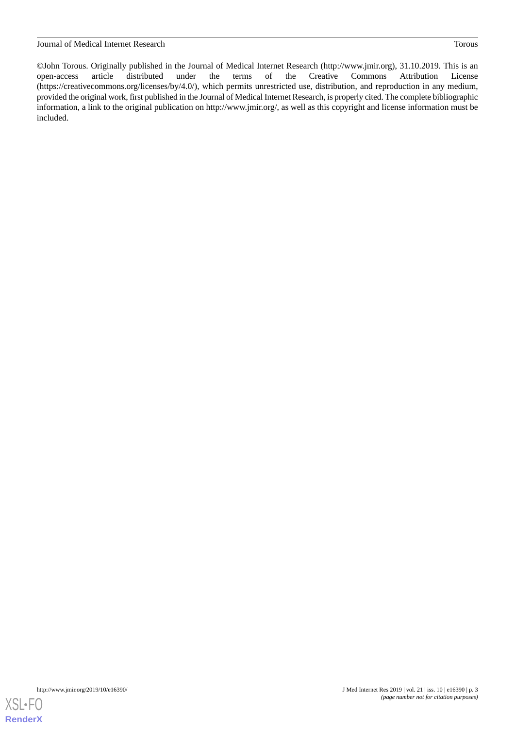©John Torous. Originally published in the Journal of Medical Internet Research (http://www.jmir.org), 31.10.2019. This is an open-access article distributed under the terms of the Creative Commons Attribution License (https://creativecommons.org/licenses/by/4.0/), which permits unrestricted use, distribution, and reproduction in any medium, provided the original work, first published in the Journal of Medical Internet Research, is properly cited. The complete bibliographic information, a link to the original publication on http://www.jmir.org/, as well as this copyright and license information must be included.